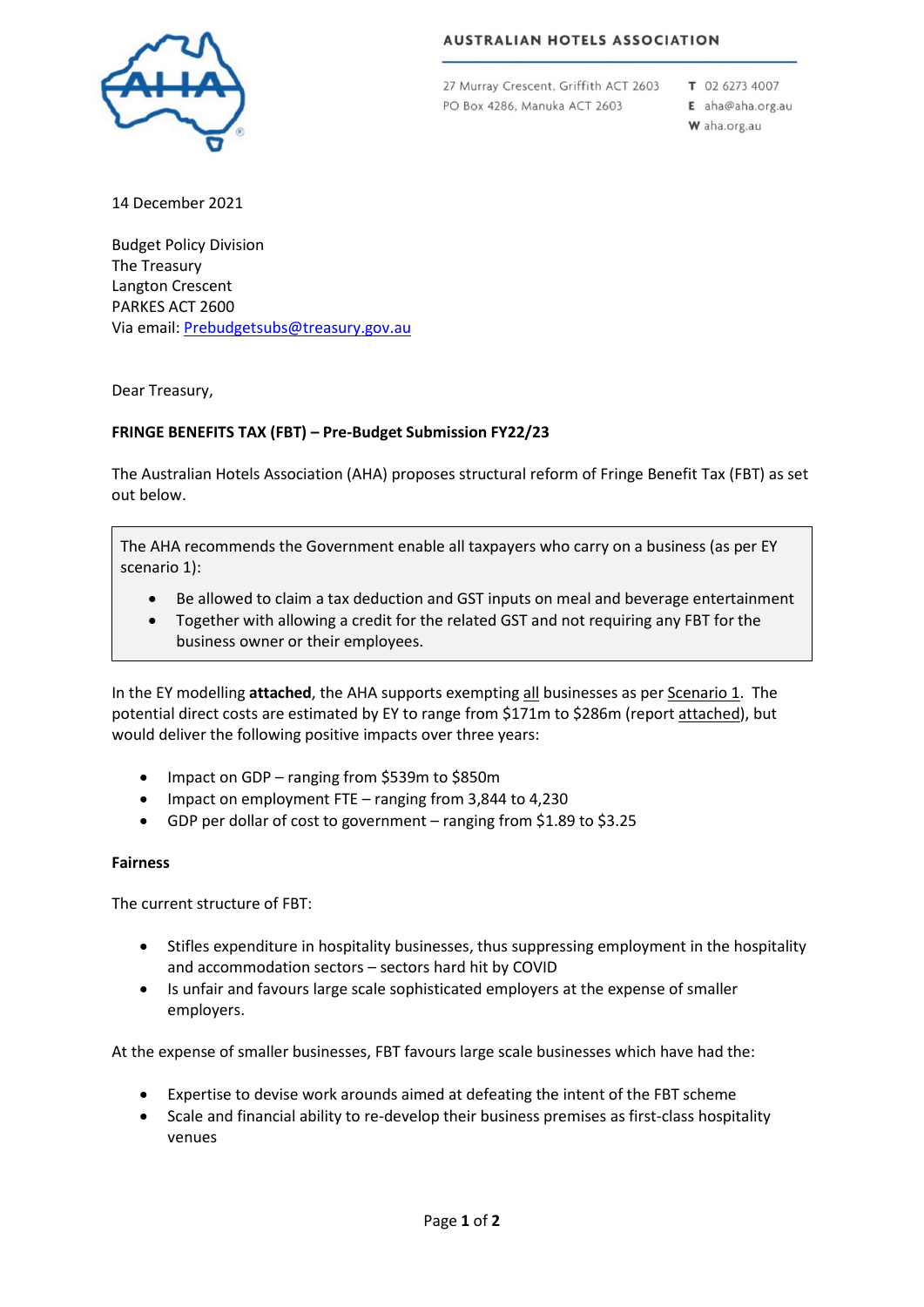**AUSTRALIAN HOTELS ASSOCIATION**

27 Murray Crescent, Griffith ACT 2603
PO Box 4286, Manuka ACT 2603

**T** 02 6273 4007
**E** aha@aha.org.au
**W** aha.org.au

14 December 2021

Budget Policy Division
The Treasury
Langton Crescent
PARKES ACT 2600
Via email: Prebudgetsubs@treasury.gov.au

Dear Treasury,

**FRINGE BENEFITS TAX (FBT) – Pre-Budget Submission FY22/23**

The Australian Hotels Association (AHA) proposes structural reform of Fringe Benefit Tax (FBT) as set out below.

> The AHA recommends the Government enable all taxpayers who carry on a business (as per EY scenario 1):
>
> - Be allowed to claim a tax deduction and GST inputs on meal and beverage entertainment
> - Together with allowing a credit for the related GST and not requiring any FBT for the business owner or their employees.

In the EY modelling **attached**, the AHA supports exempting all businesses as per Scenario 1. The potential direct costs are estimated by EY to range from $171m to $286m (report attached), but would deliver the following positive impacts over three years:

- Impact on GDP – ranging from $539m to $850m
- Impact on employment FTE – ranging from 3,844 to 4,230
- GDP per dollar of cost to government – ranging from $1.89 to $3.25

**Fairness**

The current structure of FBT:

- Stifles expenditure in hospitality businesses, thus suppressing employment in the hospitality and accommodation sectors – sectors hard hit by COVID
- Is unfair and favours large scale sophisticated employers at the expense of smaller employers.

At the expense of smaller businesses, FBT favours large scale businesses which have had the:

- Expertise to devise work arounds aimed at defeating the intent of the FBT scheme
- Scale and financial ability to re-develop their business premises as first-class hospitality venues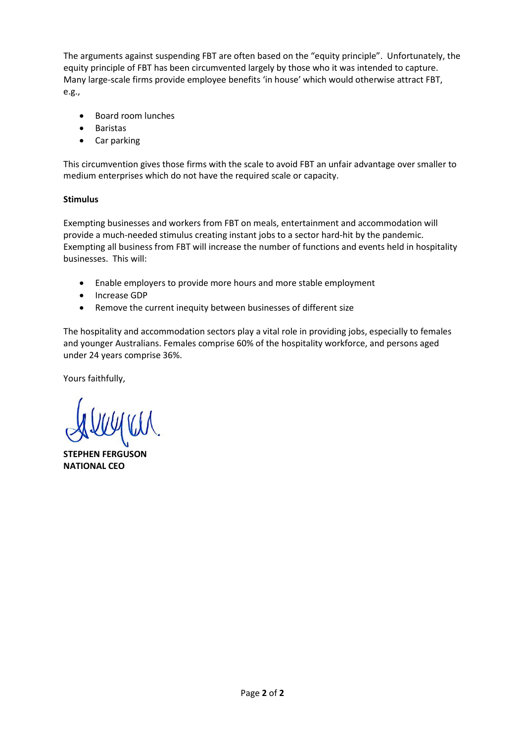The arguments against suspending FBT are often based on the "equity principle". Unfortunately, the equity principle of FBT has been circumvented largely by those who it was intended to capture. Many large-scale firms provide employee benefits 'in house' which would otherwise attract FBT, e.g.,

- Board room lunches
- Baristas
- Car parking

This circumvention gives those firms with the scale to avoid FBT an unfair advantage over smaller to medium enterprises which do not have the required scale or capacity.

**Stimulus**

Exempting businesses and workers from FBT on meals, entertainment and accommodation will provide a much-needed stimulus creating instant jobs to a sector hard-hit by the pandemic. Exempting all business from FBT will increase the number of functions and events held in hospitality businesses. This will:

- Enable employers to provide more hours and more stable employment
- Increase GDP
- Remove the current inequity between businesses of different size

The hospitality and accommodation sectors play a vital role in providing jobs, especially to females and younger Australians. Females comprise 60% of the hospitality workforce, and persons aged under 24 years comprise 36%.

Yours faithfully,

**STEPHEN FERGUSON**
**NATIONAL CEO**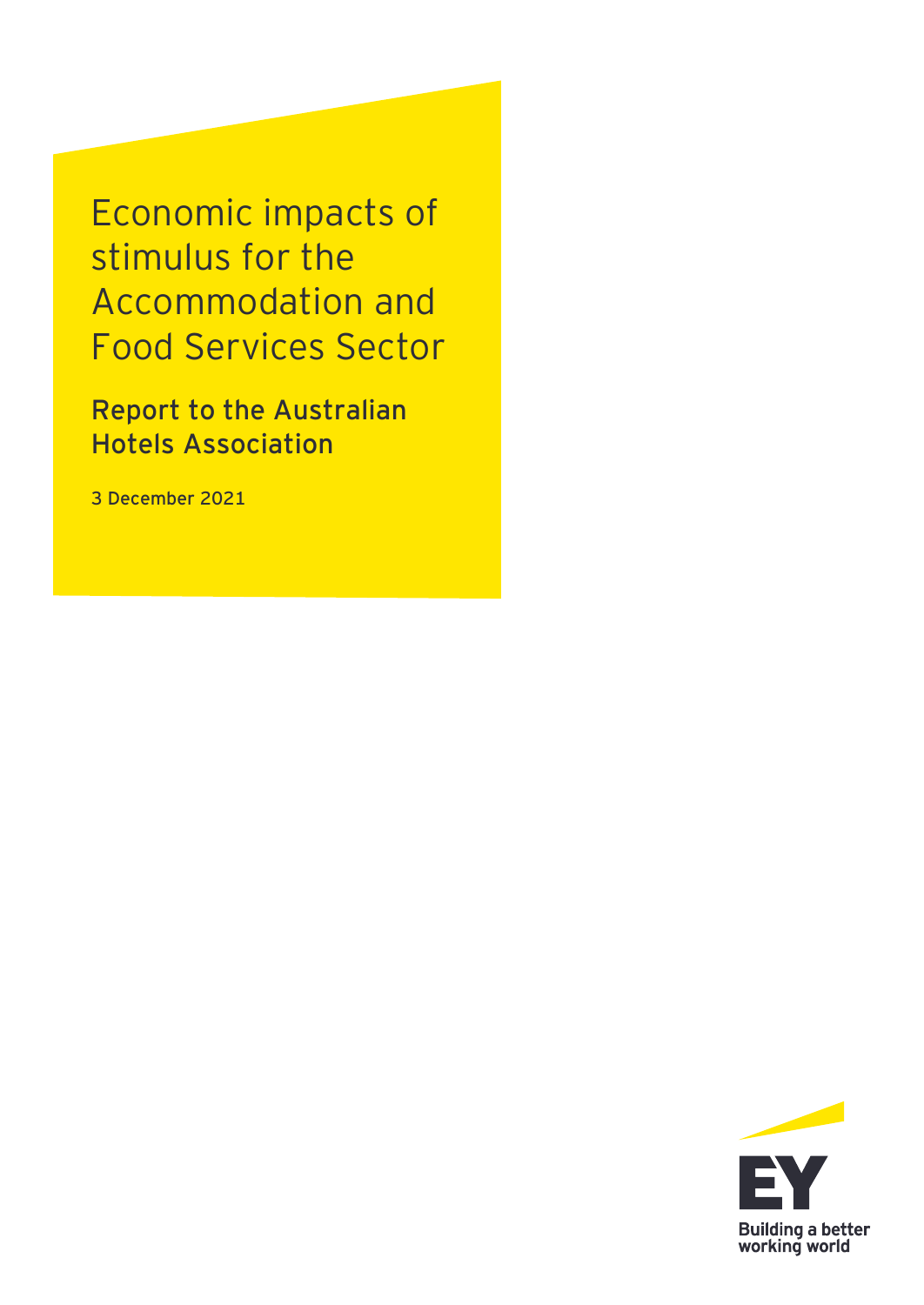# Economic impacts of stimulus for the Accommodation and Food Services Sector

## Report to the Australian Hotels Association

3 December 2021

EY

Building a better working world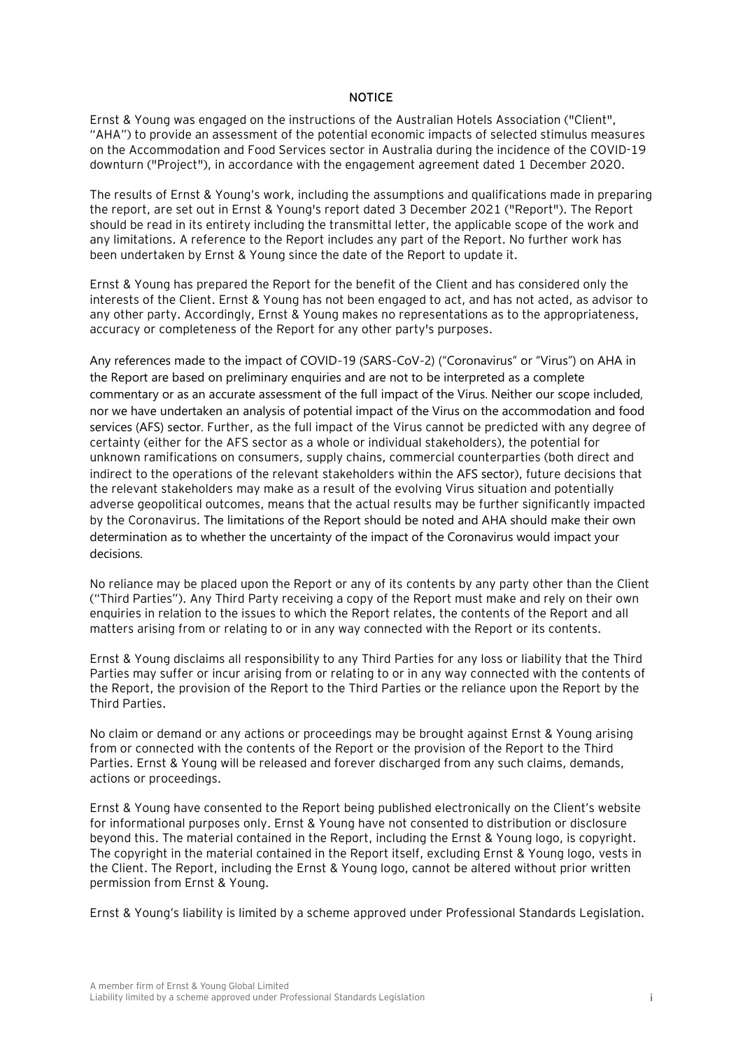## NOTICE

Ernst & Young was engaged on the instructions of the Australian Hotels Association ("Client", "AHA") to provide an assessment of the potential economic impacts of selected stimulus measures on the Accommodation and Food Services sector in Australia during the incidence of the COVID-19 downturn ("Project"), in accordance with the engagement agreement dated 1 December 2020.

The results of Ernst & Young's work, including the assumptions and qualifications made in preparing the report, are set out in Ernst & Young's report dated 3 December 2021 ("Report"). The Report should be read in its entirety including the transmittal letter, the applicable scope of the work and any limitations. A reference to the Report includes any part of the Report. No further work has been undertaken by Ernst & Young since the date of the Report to update it.

Ernst & Young has prepared the Report for the benefit of the Client and has considered only the interests of the Client. Ernst & Young has not been engaged to act, and has not acted, as advisor to any other party. Accordingly, Ernst & Young makes no representations as to the appropriateness, accuracy or completeness of the Report for any other party's purposes.

Any references made to the impact of COVID-19 (SARS-CoV-2) ("Coronavirus" or "Virus") on AHA in the Report are based on preliminary enquiries and are not to be interpreted as a complete commentary or as an accurate assessment of the full impact of the Virus. Neither our scope included, nor we have undertaken an analysis of potential impact of the Virus on the accommodation and food services (AFS) sector. Further, as the full impact of the Virus cannot be predicted with any degree of certainty (either for the AFS sector as a whole or individual stakeholders), the potential for unknown ramifications on consumers, supply chains, commercial counterparties (both direct and indirect to the operations of the relevant stakeholders within the AFS sector), future decisions that the relevant stakeholders may make as a result of the evolving Virus situation and potentially adverse geopolitical outcomes, means that the actual results may be further significantly impacted by the Coronavirus. The limitations of the Report should be noted and AHA should make their own determination as to whether the uncertainty of the impact of the Coronavirus would impact your decisions.

No reliance may be placed upon the Report or any of its contents by any party other than the Client ("Third Parties"). Any Third Party receiving a copy of the Report must make and rely on their own enquiries in relation to the issues to which the Report relates, the contents of the Report and all matters arising from or relating to or in any way connected with the Report or its contents.

Ernst & Young disclaims all responsibility to any Third Parties for any loss or liability that the Third Parties may suffer or incur arising from or relating to or in any way connected with the contents of the Report, the provision of the Report to the Third Parties or the reliance upon the Report by the Third Parties.

No claim or demand or any actions or proceedings may be brought against Ernst & Young arising from or connected with the contents of the Report or the provision of the Report to the Third Parties. Ernst & Young will be released and forever discharged from any such claims, demands, actions or proceedings.

Ernst & Young have consented to the Report being published electronically on the Client's website for informational purposes only. Ernst & Young have not consented to distribution or disclosure beyond this. The material contained in the Report, including the Ernst & Young logo, is copyright. The copyright in the material contained in the Report itself, excluding Ernst & Young logo, vests in the Client. The Report, including the Ernst & Young logo, cannot be altered without prior written permission from Ernst & Young.

Ernst & Young's liability is limited by a scheme approved under Professional Standards Legislation.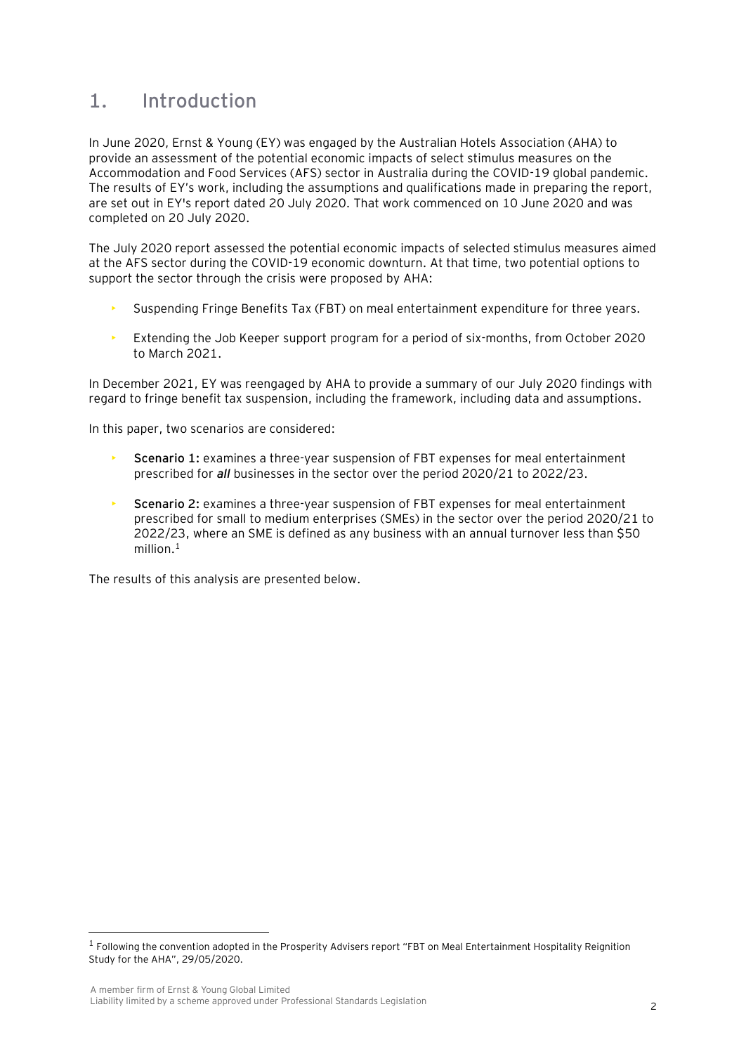# 1. Introduction

In June 2020, Ernst & Young (EY) was engaged by the Australian Hotels Association (AHA) to provide an assessment of the potential economic impacts of select stimulus measures on the Accommodation and Food Services (AFS) sector in Australia during the COVID-19 global pandemic. The results of EY's work, including the assumptions and qualifications made in preparing the report, are set out in EY's report dated 20 July 2020. That work commenced on 10 June 2020 and was completed on 20 July 2020.

The July 2020 report assessed the potential economic impacts of selected stimulus measures aimed at the AFS sector during the COVID-19 economic downturn. At that time, two potential options to support the sector through the crisis were proposed by AHA:

- Suspending Fringe Benefits Tax (FBT) on meal entertainment expenditure for three years.
- Extending the Job Keeper support program for a period of six-months, from October 2020 to March 2021.

In December 2021, EY was reengaged by AHA to provide a summary of our July 2020 findings with regard to fringe benefit tax suspension, including the framework, including data and assumptions.

In this paper, two scenarios are considered:

- **Scenario 1:** examines a three-year suspension of FBT expenses for meal entertainment prescribed for ***all*** businesses in the sector over the period 2020/21 to 2022/23.
- **Scenario 2:** examines a three-year suspension of FBT expenses for meal entertainment prescribed for small to medium enterprises (SMEs) in the sector over the period 2020/21 to 2022/23, where an SME is defined as any business with an annual turnover less than $50 million.[1]

The results of this analysis are presented below.

[1] Following the convention adopted in the Prosperity Advisers report "FBT on Meal Entertainment Hospitality Reignition Study for the AHA", 29/05/2020.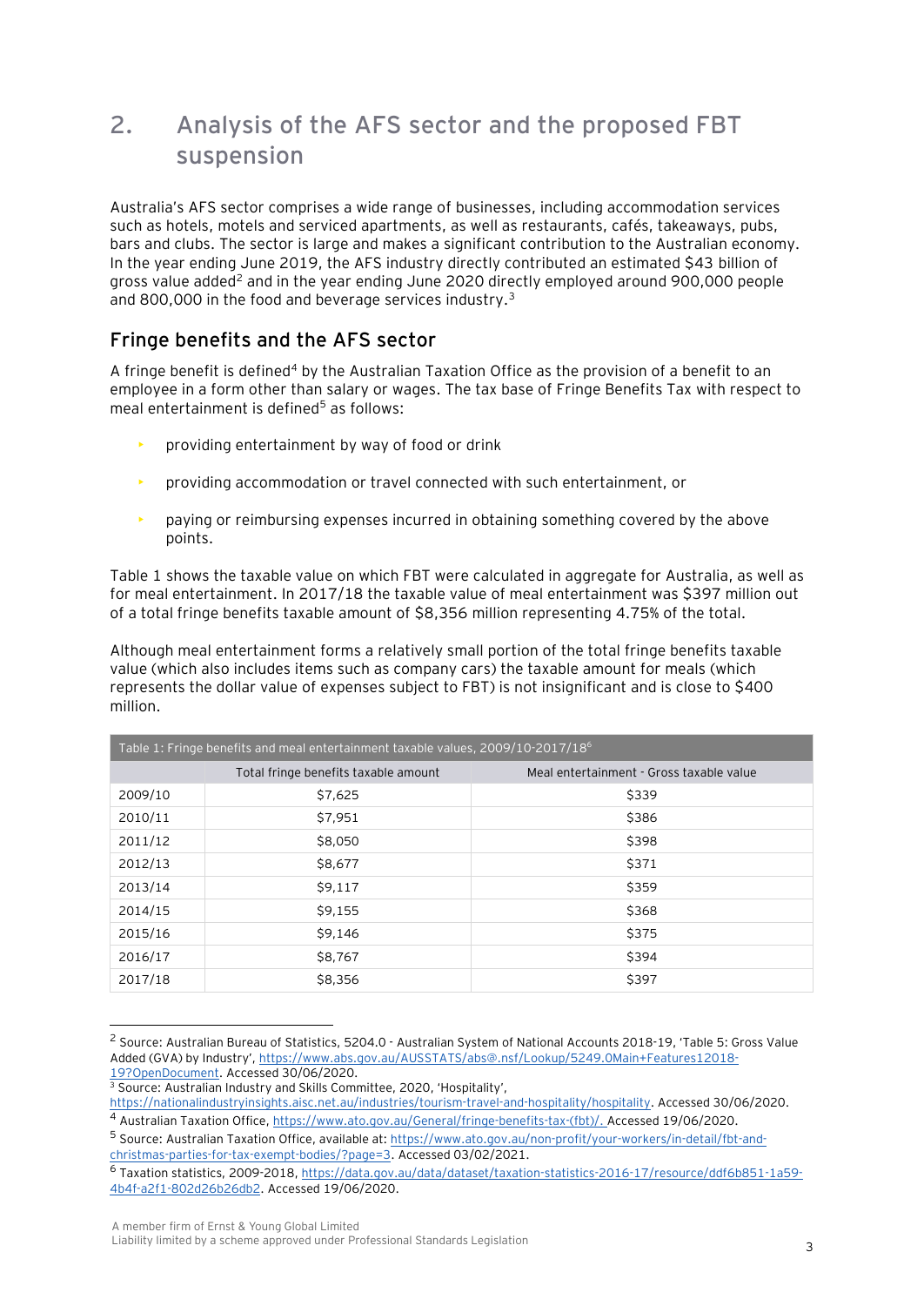## 2. Analysis of the AFS sector and the proposed FBT suspension

Australia's AFS sector comprises a wide range of businesses, including accommodation services such as hotels, motels and serviced apartments, as well as restaurants, cafés, takeaways, pubs, bars and clubs. The sector is large and makes a significant contribution to the Australian economy. In the year ending June 2019, the AFS industry directly contributed an estimated $43 billion of gross value added[2] and in the year ending June 2020 directly employed around 900,000 people and 800,000 in the food and beverage services industry.[3]

### Fringe benefits and the AFS sector

A fringe benefit is defined[4] by the Australian Taxation Office as the provision of a benefit to an employee in a form other than salary or wages. The tax base of Fringe Benefits Tax with respect to meal entertainment is defined[5] as follows:

- providing entertainment by way of food or drink
- providing accommodation or travel connected with such entertainment, or
- paying or reimbursing expenses incurred in obtaining something covered by the above points.

Table 1 shows the taxable value on which FBT were calculated in aggregate for Australia, as well as for meal entertainment. In 2017/18 the taxable value of meal entertainment was $397 million out of a total fringe benefits taxable amount of $8,356 million representing 4.75% of the total.

Although meal entertainment forms a relatively small portion of the total fringe benefits taxable value (which also includes items such as company cars) the taxable amount for meals (which represents the dollar value of expenses subject to FBT) is not insignificant and is close to $400 million.

Table 1: Fringe benefits and meal entertainment taxable values, 2009/10-2017/18[6]

| | Total fringe benefits taxable amount | Meal entertainment - Gross taxable value |
|---|---|---|
| 2009/10 | $7,625 | $339 |
| 2010/11 | $7,951 | $386 |
| 2011/12 | $8,050 | $398 |
| 2012/13 | $8,677 | $371 |
| 2013/14 | $9,117 | $359 |
| 2014/15 | $9,155 | $368 |
| 2015/16 | $9,146 | $375 |
| 2016/17 | $8,767 | $394 |
| 2017/18 | $8,356 | $397 |

[2] Source: Australian Bureau of Statistics, 5204.0 - Australian System of National Accounts 2018-19, 'Table 5: Gross Value Added (GVA) by Industry', https://www.abs.gov.au/AUSSTATS/abs@.nsf/Lookup/5249.0Main+Features12018-19?OpenDocument. Accessed 30/06/2020.

[3] Source: Australian Industry and Skills Committee, 2020, 'Hospitality', https://nationalindustryinsights.aisc.net.au/industries/tourism-travel-and-hospitality/hospitality. Accessed 30/06/2020.

[4] Australian Taxation Office, https://www.ato.gov.au/General/fringe-benefits-tax-(fbt)/. Accessed 19/06/2020.

[5] Source: Australian Taxation Office, available at: https://www.ato.gov.au/non-profit/your-workers/in-detail/fbt-and-christmas-parties-for-tax-exempt-bodies/?page=3. Accessed 03/02/2021.

[6] Taxation statistics, 2009-2018, https://data.gov.au/data/dataset/taxation-statistics-2016-17/resource/ddf6b851-1a59-4b4f-a2f1-802d26b26db2. Accessed 19/06/2020.

A member firm of Ernst & Young Global Limited
Liability limited by a scheme approved under Professional Standards Legislation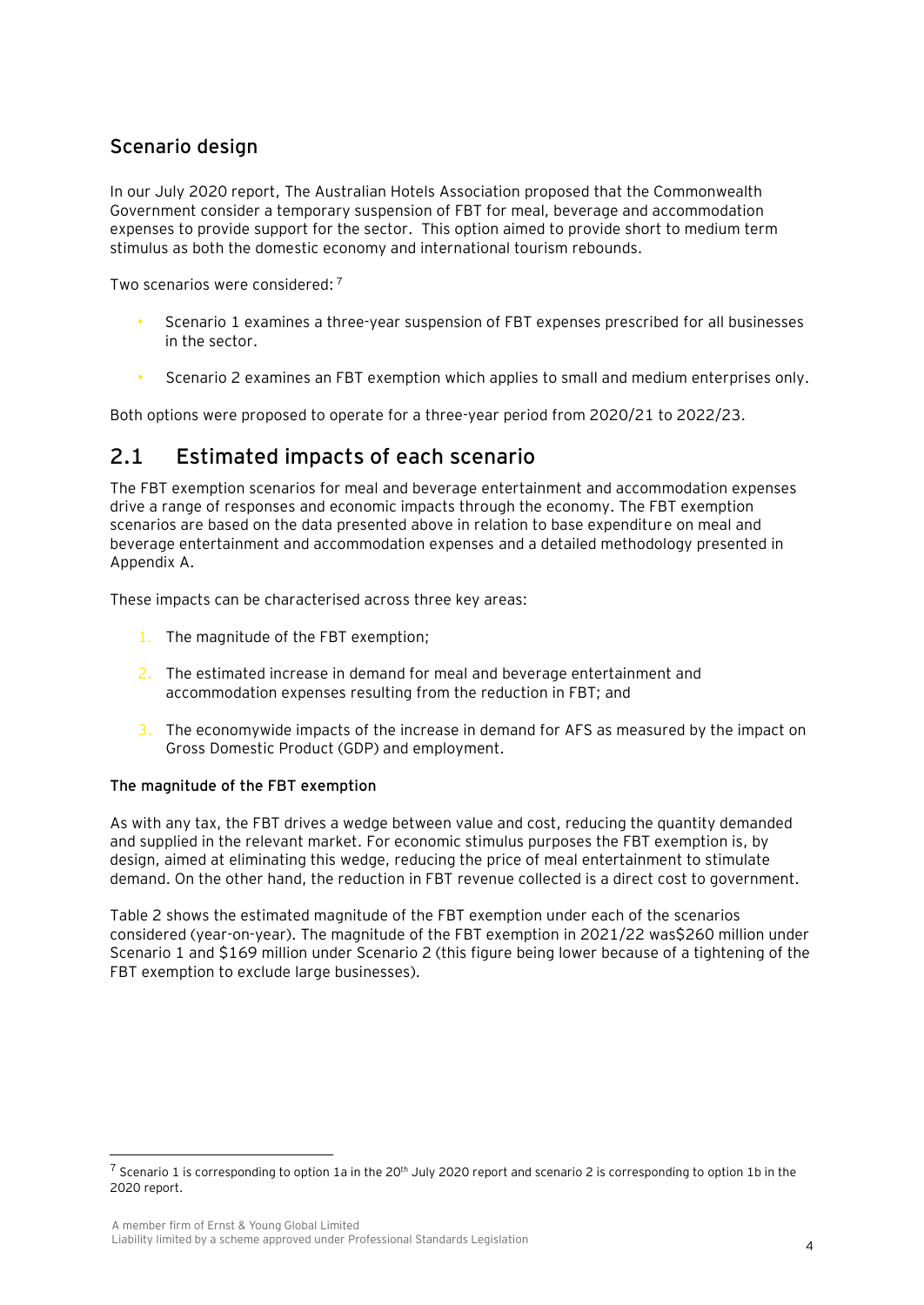### Scenario design

In our July 2020 report, The Australian Hotels Association proposed that the Commonwealth Government consider a temporary suspension of FBT for meal, beverage and accommodation expenses to provide support for the sector. This option aimed to provide short to medium term stimulus as both the domestic economy and international tourism rebounds.

Two scenarios were considered: [7]

- Scenario 1 examines a three-year suspension of FBT expenses prescribed for all businesses in the sector.
- Scenario 2 examines an FBT exemption which applies to small and medium enterprises only.

Both options were proposed to operate for a three-year period from 2020/21 to 2022/23.

## 2.1 Estimated impacts of each scenario

The FBT exemption scenarios for meal and beverage entertainment and accommodation expenses drive a range of responses and economic impacts through the economy. The FBT exemption scenarios are based on the data presented above in relation to base expenditure on meal and beverage entertainment and accommodation expenses and a detailed methodology presented in Appendix A.

These impacts can be characterised across three key areas:

1. The magnitude of the FBT exemption;
2. The estimated increase in demand for meal and beverage entertainment and accommodation expenses resulting from the reduction in FBT; and
3. The economywide impacts of the increase in demand for AFS as measured by the impact on Gross Domestic Product (GDP) and employment.

**The magnitude of the FBT exemption**

As with any tax, the FBT drives a wedge between value and cost, reducing the quantity demanded and supplied in the relevant market. For economic stimulus purposes the FBT exemption is, by design, aimed at eliminating this wedge, reducing the price of meal entertainment to stimulate demand. On the other hand, the reduction in FBT revenue collected is a direct cost to government.

Table 2 shows the estimated magnitude of the FBT exemption under each of the scenarios considered (year-on-year). The magnitude of the FBT exemption in 2021/22 was$260 million under Scenario 1 and $169 million under Scenario 2 (this figure being lower because of a tightening of the FBT exemption to exclude large businesses).

[7] Scenario 1 is corresponding to option 1a in the 20th July 2020 report and scenario 2 is corresponding to option 1b in the 2020 report.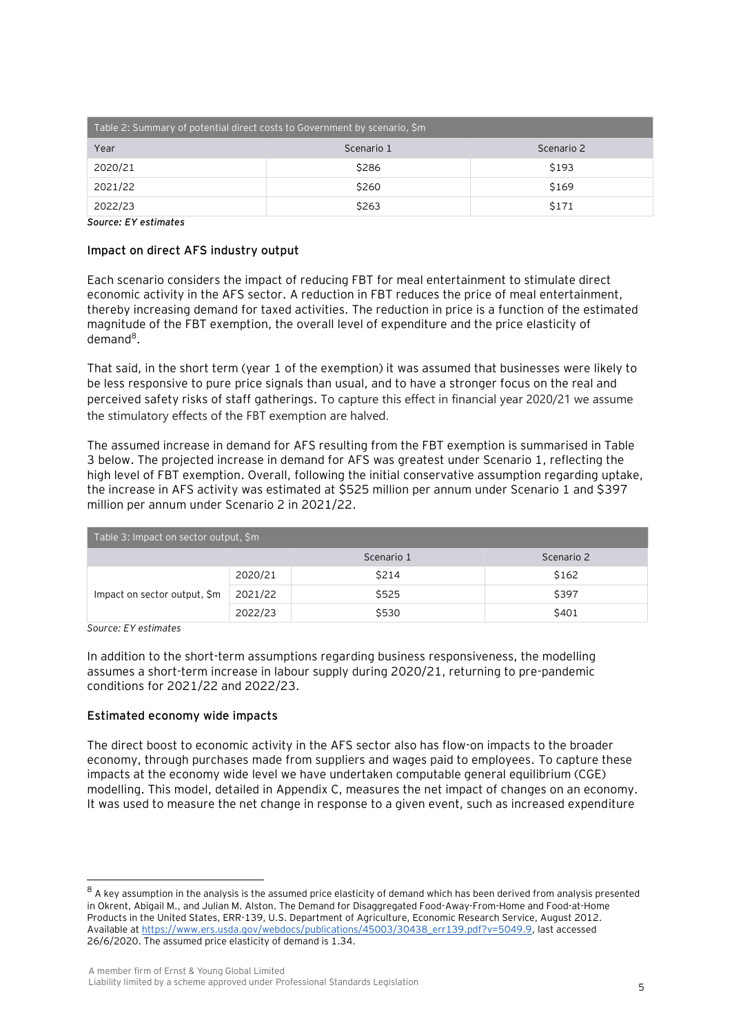| Table 2: Summary of potential direct costs to Government by scenario, $m | | |
|---|---|---|
| Year | Scenario 1 | Scenario 2 |
| 2020/21 | $286 | $193 |
| 2021/22 | $260 | $169 |
| 2022/23 | $263 | $171 |

***Source: EY estimates***

### Impact on direct AFS industry output

Each scenario considers the impact of reducing FBT for meal entertainment to stimulate direct economic activity in the AFS sector. A reduction in FBT reduces the price of meal entertainment, thereby increasing demand for taxed activities. The reduction in price is a function of the estimated magnitude of the FBT exemption, the overall level of expenditure and the price elasticity of demand[8].

That said, in the short term (year 1 of the exemption) it was assumed that businesses were likely to be less responsive to pure price signals than usual, and to have a stronger focus on the real and perceived safety risks of staff gatherings. To capture this effect in financial year 2020/21 we assume the stimulatory effects of the FBT exemption are halved.

The assumed increase in demand for AFS resulting from the FBT exemption is summarised in Table 3 below. The projected increase in demand for AFS was greatest under Scenario 1, reflecting the high level of FBT exemption. Overall, following the initial conservative assumption regarding uptake, the increase in AFS activity was estimated at $525 million per annum under Scenario 1 and $397 million per annum under Scenario 2 in 2021/22.

| Table 3: Impact on sector output, $m | | | |
|---|---|---|---|
| | | Scenario 1 | Scenario 2 |
| Impact on sector output, $m | 2020/21 | $214 | $162 |
| | 2021/22 | $525 | $397 |
| | 2022/23 | $530 | $401 |

*Source: EY estimates*

In addition to the short-term assumptions regarding business responsiveness, the modelling assumes a short-term increase in labour supply during 2020/21, returning to pre-pandemic conditions for 2021/22 and 2022/23.

### Estimated economy wide impacts

The direct boost to economic activity in the AFS sector also has flow-on impacts to the broader economy, through purchases made from suppliers and wages paid to employees. To capture these impacts at the economy wide level we have undertaken computable general equilibrium (CGE) modelling. This model, detailed in Appendix C, measures the net impact of changes on an economy. It was used to measure the net change in response to a given event, such as increased expenditure

[8] A key assumption in the analysis is the assumed price elasticity of demand which has been derived from analysis presented in Okrent, Abigail M., and Julian M. Alston. The Demand for Disaggregated Food-Away-From-Home and Food-at-Home Products in the United States, ERR-139, U.S. Department of Agriculture, Economic Research Service, August 2012. Available at https://www.ers.usda.gov/webdocs/publications/45003/30438_err139.pdf?v=5049.9, last accessed 26/6/2020. The assumed price elasticity of demand is 1.34.

A member firm of Ernst & Young Global Limited
Liability limited by a scheme approved under Professional Standards Legislation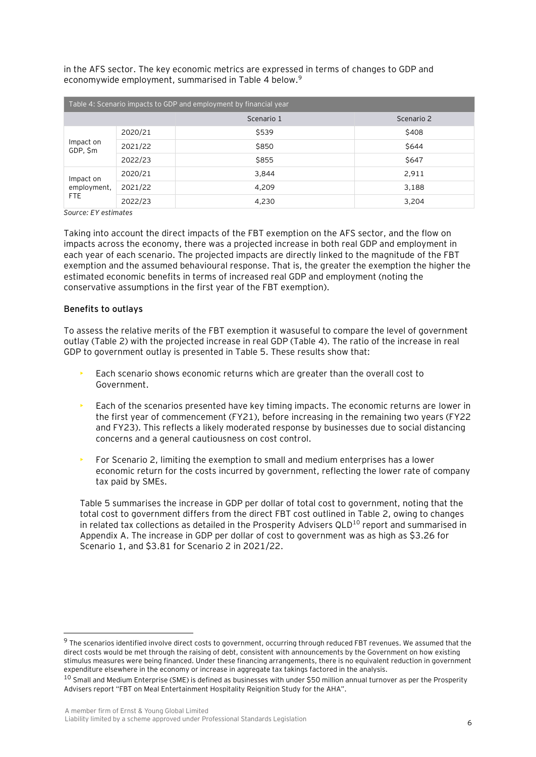in the AFS sector. The key economic metrics are expressed in terms of changes to GDP and economywide employment, summarised in Table 4 below.[9]

| Table 4: Scenario impacts to GDP and employment by financial year | | | |
|---|---|---|---|
| | | Scenario 1 | Scenario 2 |
| Impact on GDP, $m | 2020/21 | $539 | $408 |
| | 2021/22 | $850 | $644 |
| | 2022/23 | $855 | $647 |
| Impact on employment, FTE | 2020/21 | 3,844 | 2,911 |
| | 2021/22 | 4,209 | 3,188 |
| | 2022/23 | 4,230 | 3,204 |

*Source: EY estimates*

Taking into account the direct impacts of the FBT exemption on the AFS sector, and the flow on impacts across the economy, there was a projected increase in both real GDP and employment in each year of each scenario. The projected impacts are directly linked to the magnitude of the FBT exemption and the assumed behavioural response. That is, the greater the exemption the higher the estimated economic benefits in terms of increased real GDP and employment (noting the conservative assumptions in the first year of the FBT exemption).

**Benefits to outlays**

To assess the relative merits of the FBT exemption it wasuseful to compare the level of government outlay (Table 2) with the projected increase in real GDP (Table 4). The ratio of the increase in real GDP to government outlay is presented in Table 5. These results show that:

- Each scenario shows economic returns which are greater than the overall cost to Government.
- Each of the scenarios presented have key timing impacts. The economic returns are lower in the first year of commencement (FY21), before increasing in the remaining two years (FY22 and FY23). This reflects a likely moderated response by businesses due to social distancing concerns and a general cautiousness on cost control.
- For Scenario 2, limiting the exemption to small and medium enterprises has a lower economic return for the costs incurred by government, reflecting the lower rate of company tax paid by SMEs.

Table 5 summarises the increase in GDP per dollar of total cost to government, noting that the total cost to government differs from the direct FBT cost outlined in Table 2, owing to changes in related tax collections as detailed in the Prosperity Advisers QLD[10] report and summarised in Appendix A. The increase in GDP per dollar of cost to government was as high as $3.26 for Scenario 1, and $3.81 for Scenario 2 in 2021/22.

---

[9] The scenarios identified involve direct costs to government, occurring through reduced FBT revenues. We assumed that the direct costs would be met through the raising of debt, consistent with announcements by the Government on how existing stimulus measures were being financed. Under these financing arrangements, there is no equivalent reduction in government expenditure elsewhere in the economy or increase in aggregate tax takings factored in the analysis.

[10] Small and Medium Enterprise (SME) is defined as businesses with under $50 million annual turnover as per the Prosperity Advisers report "FBT on Meal Entertainment Hospitality Reignition Study for the AHA".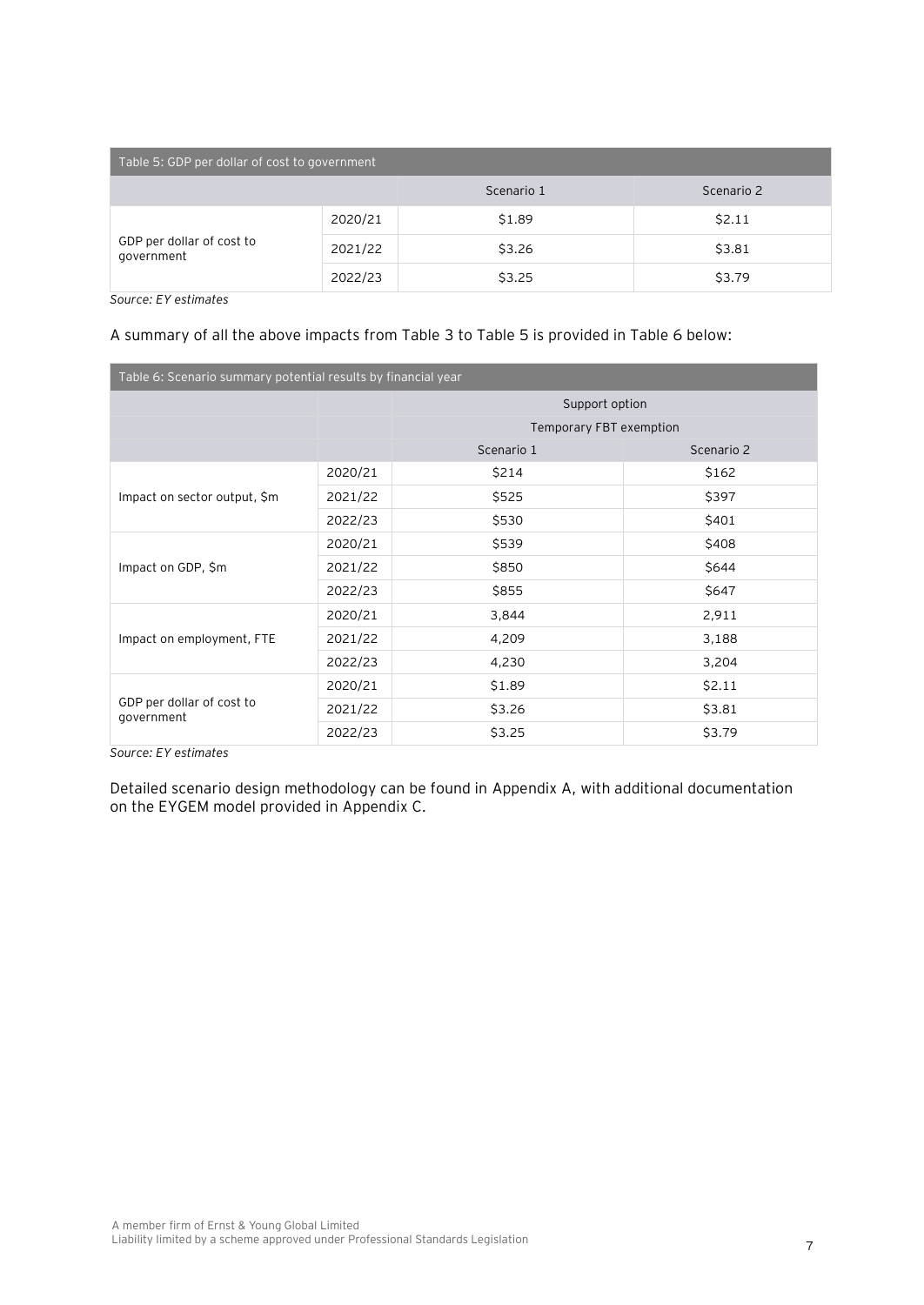| Table 5: GDP per dollar of cost to government | | | |
|---|---|---|---|
| | | Scenario 1 | Scenario 2 |
| GDP per dollar of cost to government | 2020/21 | $1.89 | $2.11 |
| | 2021/22 | $3.26 | $3.81 |
| | 2022/23 | $3.25 | $3.79 |

*Source: EY estimates*

A summary of all the above impacts from Table 3 to Table 5 is provided in Table 6 below:

| Table 6: Scenario summary potential results by financial year | | | |
|---|---|---|---|
| | | Support option | |
| | | Temporary FBT exemption | |
| | | Scenario 1 | Scenario 2 |
| Impact on sector output, $m | 2020/21 | $214 | $162 |
| | 2021/22 | $525 | $397 |
| | 2022/23 | $530 | $401 |
| Impact on GDP, $m | 2020/21 | $539 | $408 |
| | 2021/22 | $850 | $644 |
| | 2022/23 | $855 | $647 |
| Impact on employment, FTE | 2020/21 | 3,844 | 2,911 |
| | 2021/22 | 4,209 | 3,188 |
| | 2022/23 | 4,230 | 3,204 |
| GDP per dollar of cost to government | 2020/21 | $1.89 | $2.11 |
| | 2021/22 | $3.26 | $3.81 |
| | 2022/23 | $3.25 | $3.79 |

*Source: EY estimates*

Detailed scenario design methodology can be found in Appendix A, with additional documentation on the EYGEM model provided in Appendix C.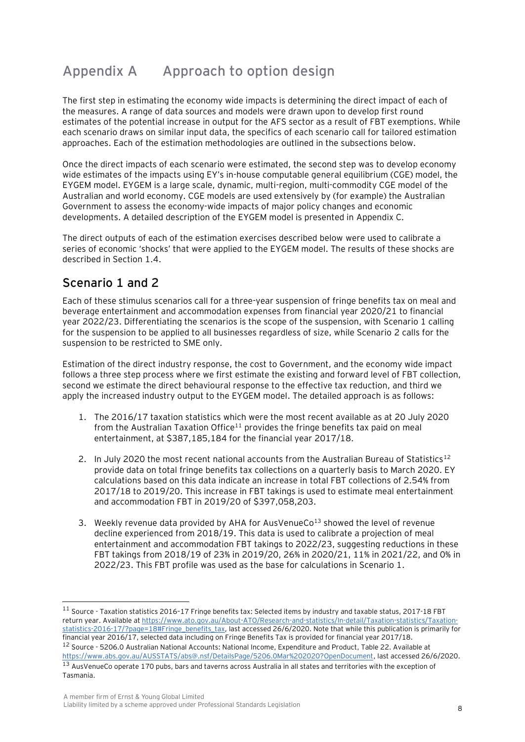# Appendix A Approach to option design

The first step in estimating the economy wide impacts is determining the direct impact of each of the measures. A range of data sources and models were drawn upon to develop first round estimates of the potential increase in output for the AFS sector as a result of FBT exemptions. While each scenario draws on similar input data, the specifics of each scenario call for tailored estimation approaches. Each of the estimation methodologies are outlined in the subsections below.

Once the direct impacts of each scenario were estimated, the second step was to develop economy wide estimates of the impacts using EY's in-house computable general equilibrium (CGE) model, the EYGEM model. EYGEM is a large scale, dynamic, multi-region, multi-commodity CGE model of the Australian and world economy. CGE models are used extensively by (for example) the Australian Government to assess the economy-wide impacts of major policy changes and economic developments. A detailed description of the EYGEM model is presented in Appendix C.

The direct outputs of each of the estimation exercises described below were used to calibrate a series of economic 'shocks' that were applied to the EYGEM model. The results of these shocks are described in Section 1.4.

## Scenario 1 and 2

Each of these stimulus scenarios call for a three-year suspension of fringe benefits tax on meal and beverage entertainment and accommodation expenses from financial year 2020/21 to financial year 2022/23. Differentiating the scenarios is the scope of the suspension, with Scenario 1 calling for the suspension to be applied to all businesses regardless of size, while Scenario 2 calls for the suspension to be restricted to SME only.

Estimation of the direct industry response, the cost to Government, and the economy wide impact follows a three step process where we first estimate the existing and forward level of FBT collection, second we estimate the direct behavioural response to the effective tax reduction, and third we apply the increased industry output to the EYGEM model. The detailed approach is as follows:

1. The 2016/17 taxation statistics which were the most recent available as at 20 July 2020 from the Australian Taxation Office[11] provides the fringe benefits tax paid on meal entertainment, at $387,185,184 for the financial year 2017/18.
2. In July 2020 the most recent national accounts from the Australian Bureau of Statistics[12] provide data on total fringe benefits tax collections on a quarterly basis to March 2020. EY calculations based on this data indicate an increase in total FBT collections of 2.54% from 2017/18 to 2019/20. This increase in FBT takings is used to estimate meal entertainment and accommodation FBT in 2019/20 of $397,058,203.
3. Weekly revenue data provided by AHA for AusVenueCo[13] showed the level of revenue decline experienced from 2018/19. This data is used to calibrate a projection of meal entertainment and accommodation FBT takings to 2022/23, suggesting reductions in these FBT takings from 2018/19 of 23% in 2019/20, 26% in 2020/21, 11% in 2021/22, and 0% in 2022/23. This FBT profile was used as the base for calculations in Scenario 1.

---

[11] Source - Taxation statistics 2016-17 Fringe benefits tax: Selected items by industry and taxable status, 2017-18 FBT return year. Available at https://www.ato.gov.au/About-ATO/Research-and-statistics/In-detail/Taxation-statistics/Taxation-statistics-2016-17/?page=18#Fringe_benefits_tax, last accessed 26/6/2020. Note that while this publication is primarily for financial year 2016/17, selected data including on Fringe Benefits Tax is provided for financial year 2017/18.

[12] Source - 5206.0 Australian National Accounts: National Income, Expenditure and Product, Table 22. Available at https://www.abs.gov.au/AUSSTATS/abs@.nsf/DetailsPage/5206.0Mar%202020?OpenDocument, last accessed 26/6/2020.

[13] AusVenueCo operate 170 pubs, bars and taverns across Australia in all states and territories with the exception of Tasmania.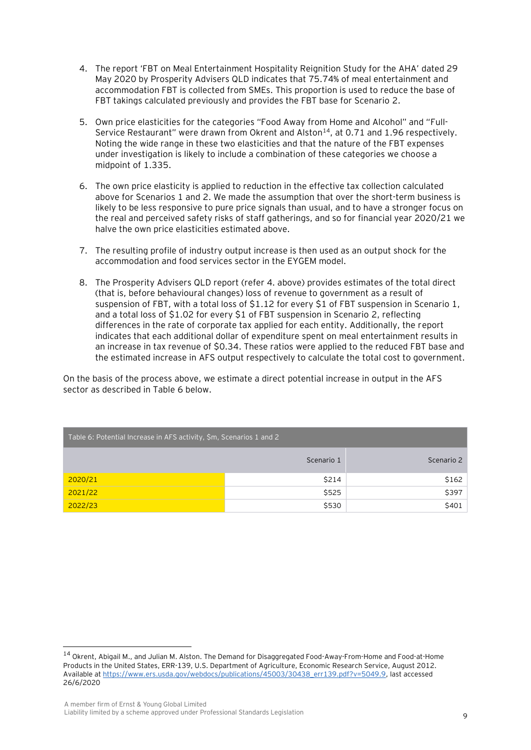4. The report 'FBT on Meal Entertainment Hospitality Reignition Study for the AHA' dated 29 May 2020 by Prosperity Advisers QLD indicates that 75.74% of meal entertainment and accommodation FBT is collected from SMEs. This proportion is used to reduce the base of FBT takings calculated previously and provides the FBT base for Scenario 2.

5. Own price elasticities for the categories "Food Away from Home and Alcohol" and "Full-Service Restaurant" were drawn from Okrent and Alston[14], at 0.71 and 1.96 respectively. Noting the wide range in these two elasticities and that the nature of the FBT expenses under investigation is likely to include a combination of these categories we choose a midpoint of 1.335.

6. The own price elasticity is applied to reduction in the effective tax collection calculated above for Scenarios 1 and 2. We made the assumption that over the short-term business is likely to be less responsive to pure price signals than usual, and to have a stronger focus on the real and perceived safety risks of staff gatherings, and so for financial year 2020/21 we halve the own price elasticities estimated above.

7. The resulting profile of industry output increase is then used as an output shock for the accommodation and food services sector in the EYGEM model.

8. The Prosperity Advisers QLD report (refer 4. above) provides estimates of the total direct (that is, before behavioural changes) loss of revenue to government as a result of suspension of FBT, with a total loss of $1.12 for every $1 of FBT suspension in Scenario 1, and a total loss of $1.02 for every $1 of FBT suspension in Scenario 2, reflecting differences in the rate of corporate tax applied for each entity. Additionally, the report indicates that each additional dollar of expenditure spent on meal entertainment results in an increase in tax revenue of $0.34. These ratios were applied to the reduced FBT base and the estimated increase in AFS output respectively to calculate the total cost to government.

On the basis of the process above, we estimate a direct potential increase in output in the AFS sector as described in Table 6 below.

Table 6: Potential Increase in AFS activity, $m, Scenarios 1 and 2

| | Scenario 1 | Scenario 2 |
|---|---|---|
| 2020/21 | $214 | $162 |
| 2021/22 | $525 | $397 |
| 2022/23 | $530 | $401 |

[14] Okrent, Abigail M., and Julian M. Alston. The Demand for Disaggregated Food-Away-From-Home and Food-at-Home Products in the United States, ERR-139, U.S. Department of Agriculture, Economic Research Service, August 2012. Available at https://www.ers.usda.gov/webdocs/publications/45003/30438_err139.pdf?v=5049.9, last accessed 26/6/2020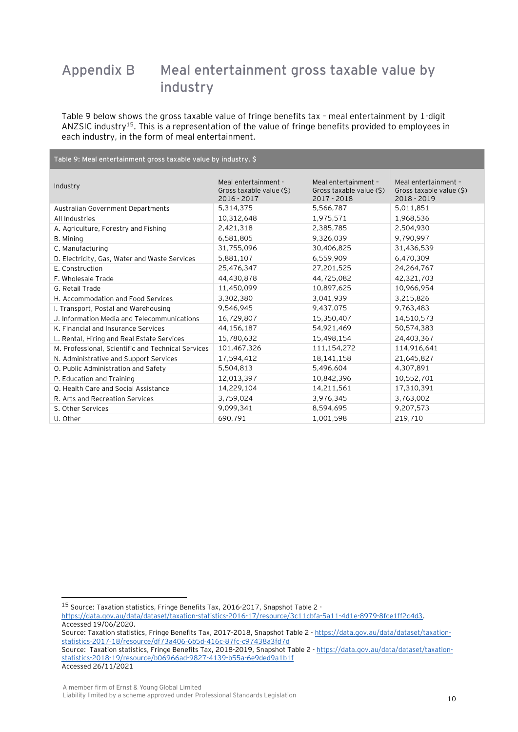# Appendix B Meal entertainment gross taxable value by industry

Table 9 below shows the gross taxable value of fringe benefits tax – meal entertainment by 1-digit ANZSIC industry[15]. This is a representation of the value of fringe benefits provided to employees in each industry, in the form of meal entertainment.

**Table 9: Meal entertainment gross taxable value by industry, $**

| Industry | Meal entertainment - Gross taxable value ($) 2016 - 2017 | Meal entertainment – Gross taxable value ($) 2017 - 2018 | Meal entertainment – Gross taxable value ($) 2018 - 2019 |
|---|---|---|---|
| Australian Government Departments | 5,314,375 | 5,566,787 | 5,011,851 |
| All Industries | 10,312,648 | 1,975,571 | 1,968,536 |
| A. Agriculture, Forestry and Fishing | 2,421,318 | 2,385,785 | 2,504,930 |
| B. Mining | 6,581,805 | 9,326,039 | 9,790,997 |
| C. Manufacturing | 31,755,096 | 30,406,825 | 31,436,539 |
| D. Electricity, Gas, Water and Waste Services | 5,881,107 | 6,559,909 | 6,470,309 |
| E. Construction | 25,476,347 | 27,201,525 | 24,264,767 |
| F. Wholesale Trade | 44,430,878 | 44,725,082 | 42,321,703 |
| G. Retail Trade | 11,450,099 | 10,897,625 | 10,966,954 |
| H. Accommodation and Food Services | 3,302,380 | 3,041,939 | 3,215,826 |
| I. Transport, Postal and Warehousing | 9,546,945 | 9,437,075 | 9,763,483 |
| J. Information Media and Telecommunications | 16,729,807 | 15,350,407 | 14,510,573 |
| K. Financial and Insurance Services | 44,156,187 | 54,921,469 | 50,574,383 |
| L. Rental, Hiring and Real Estate Services | 15,780,632 | 15,498,154 | 24,403,367 |
| M. Professional, Scientific and Technical Services | 101,467,326 | 111,154,272 | 114,916,641 |
| N. Administrative and Support Services | 17,594,412 | 18,141,158 | 21,645,827 |
| O. Public Administration and Safety | 5,504,813 | 5,496,604 | 4,307,891 |
| P. Education and Training | 12,013,397 | 10,842,396 | 10,552,701 |
| Q. Health Care and Social Assistance | 14,229,104 | 14,211,561 | 17,310,391 |
| R. Arts and Recreation Services | 3,759,024 | 3,976,345 | 3,763,002 |
| S. Other Services | 9,099,341 | 8,594,695 | 9,207,573 |
| U. Other | 690,791 | 1,001,598 | 219,710 |

[15] Source: Taxation statistics, Fringe Benefits Tax, 2016-2017, Snapshot Table 2 - https://data.gov.au/data/dataset/taxation-statistics-2016-17/resource/3c11cbfa-5a11-4d1e-8979-8fce1ff2c4d3. Accessed 19/06/2020.
Source: Taxation statistics, Fringe Benefits Tax, 2017-2018, Snapshot Table 2 - https://data.gov.au/data/dataset/taxation-statistics-2017-18/resource/df73a406-6b5d-416c-87fc-c97438a3fd7d
Source: Taxation statistics, Fringe Benefits Tax, 2018-2019, Snapshot Table 2 - https://data.gov.au/data/dataset/taxation-statistics-2018-19/resource/b06966ad-9827-4139-b55a-6e9ded9a1b1f
Accessed 26/11/2021

A member firm of Ernst & Young Global Limited
Liability limited by a scheme approved under Professional Standards Legislation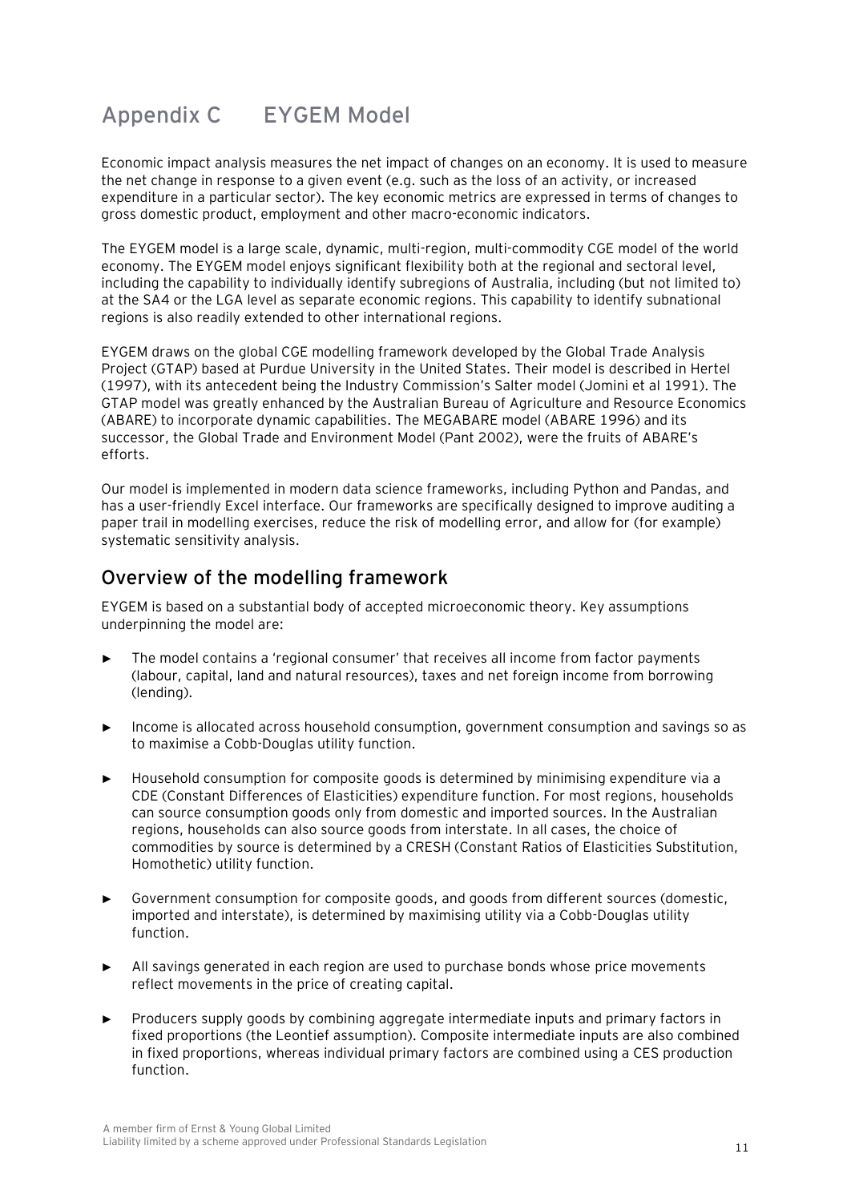# Appendix C EYGEM Model

Economic impact analysis measures the net impact of changes on an economy. It is used to measure the net change in response to a given event (e.g. such as the loss of an activity, or increased expenditure in a particular sector). The key economic metrics are expressed in terms of changes to gross domestic product, employment and other macro-economic indicators.

The EYGEM model is a large scale, dynamic, multi-region, multi-commodity CGE model of the world economy. The EYGEM model enjoys significant flexibility both at the regional and sectoral level, including the capability to individually identify subregions of Australia, including (but not limited to) at the SA4 or the LGA level as separate economic regions. This capability to identify subnational regions is also readily extended to other international regions.

EYGEM draws on the global CGE modelling framework developed by the Global Trade Analysis Project (GTAP) based at Purdue University in the United States. Their model is described in Hertel (1997), with its antecedent being the Industry Commission's Salter model (Jomini et al 1991). The GTAP model was greatly enhanced by the Australian Bureau of Agriculture and Resource Economics (ABARE) to incorporate dynamic capabilities. The MEGABARE model (ABARE 1996) and its successor, the Global Trade and Environment Model (Pant 2002), were the fruits of ABARE's efforts.

Our model is implemented in modern data science frameworks, including Python and Pandas, and has a user-friendly Excel interface. Our frameworks are specifically designed to improve auditing a paper trail in modelling exercises, reduce the risk of modelling error, and allow for (for example) systematic sensitivity analysis.

## Overview of the modelling framework

EYGEM is based on a substantial body of accepted microeconomic theory. Key assumptions underpinning the model are:

- The model contains a 'regional consumer' that receives all income from factor payments (labour, capital, land and natural resources), taxes and net foreign income from borrowing (lending).
- Income is allocated across household consumption, government consumption and savings so as to maximise a Cobb-Douglas utility function.
- Household consumption for composite goods is determined by minimising expenditure via a CDE (Constant Differences of Elasticities) expenditure function. For most regions, households can source consumption goods only from domestic and imported sources. In the Australian regions, households can also source goods from interstate. In all cases, the choice of commodities by source is determined by a CRESH (Constant Ratios of Elasticities Substitution, Homothetic) utility function.
- Government consumption for composite goods, and goods from different sources (domestic, imported and interstate), is determined by maximising utility via a Cobb-Douglas utility function.
- All savings generated in each region are used to purchase bonds whose price movements reflect movements in the price of creating capital.
- Producers supply goods by combining aggregate intermediate inputs and primary factors in fixed proportions (the Leontief assumption). Composite intermediate inputs are also combined in fixed proportions, whereas individual primary factors are combined using a CES production function.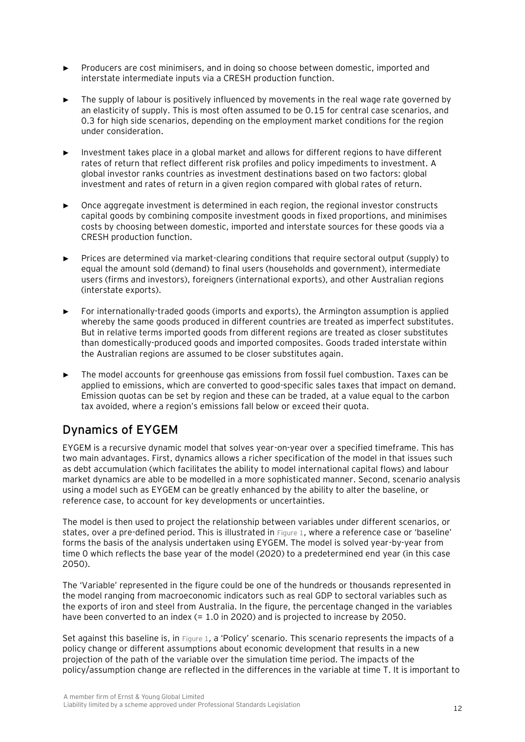- Producers are cost minimisers, and in doing so choose between domestic, imported and interstate intermediate inputs via a CRESH production function.
- The supply of labour is positively influenced by movements in the real wage rate governed by an elasticity of supply. This is most often assumed to be 0.15 for central case scenarios, and 0.3 for high side scenarios, depending on the employment market conditions for the region under consideration.
- Investment takes place in a global market and allows for different regions to have different rates of return that reflect different risk profiles and policy impediments to investment. A global investor ranks countries as investment destinations based on two factors: global investment and rates of return in a given region compared with global rates of return.
- Once aggregate investment is determined in each region, the regional investor constructs capital goods by combining composite investment goods in fixed proportions, and minimises costs by choosing between domestic, imported and interstate sources for these goods via a CRESH production function.
- Prices are determined via market-clearing conditions that require sectoral output (supply) to equal the amount sold (demand) to final users (households and government), intermediate users (firms and investors), foreigners (international exports), and other Australian regions (interstate exports).
- For internationally-traded goods (imports and exports), the Armington assumption is applied whereby the same goods produced in different countries are treated as imperfect substitutes. But in relative terms imported goods from different regions are treated as closer substitutes than domestically-produced goods and imported composites. Goods traded interstate within the Australian regions are assumed to be closer substitutes again.
- The model accounts for greenhouse gas emissions from fossil fuel combustion. Taxes can be applied to emissions, which are converted to good-specific sales taxes that impact on demand. Emission quotas can be set by region and these can be traded, at a value equal to the carbon tax avoided, where a region's emissions fall below or exceed their quota.

## Dynamics of EYGEM

EYGEM is a recursive dynamic model that solves year-on-year over a specified timeframe. This has two main advantages. First, dynamics allows a richer specification of the model in that issues such as debt accumulation (which facilitates the ability to model international capital flows) and labour market dynamics are able to be modelled in a more sophisticated manner. Second, scenario analysis using a model such as EYGEM can be greatly enhanced by the ability to alter the baseline, or reference case, to account for key developments or uncertainties.

The model is then used to project the relationship between variables under different scenarios, or states, over a pre-defined period. This is illustrated in Figure 1, where a reference case or 'baseline' forms the basis of the analysis undertaken using EYGEM. The model is solved year-by-year from time 0 which reflects the base year of the model (2020) to a predetermined end year (in this case 2050).

The 'Variable' represented in the figure could be one of the hundreds or thousands represented in the model ranging from macroeconomic indicators such as real GDP to sectoral variables such as the exports of iron and steel from Australia. In the figure, the percentage changed in the variables have been converted to an index (= 1.0 in 2020) and is projected to increase by 2050.

Set against this baseline is, in Figure 1, a 'Policy' scenario. This scenario represents the impacts of a policy change or different assumptions about economic development that results in a new projection of the path of the variable over the simulation time period. The impacts of the policy/assumption change are reflected in the differences in the variable at time T. It is important to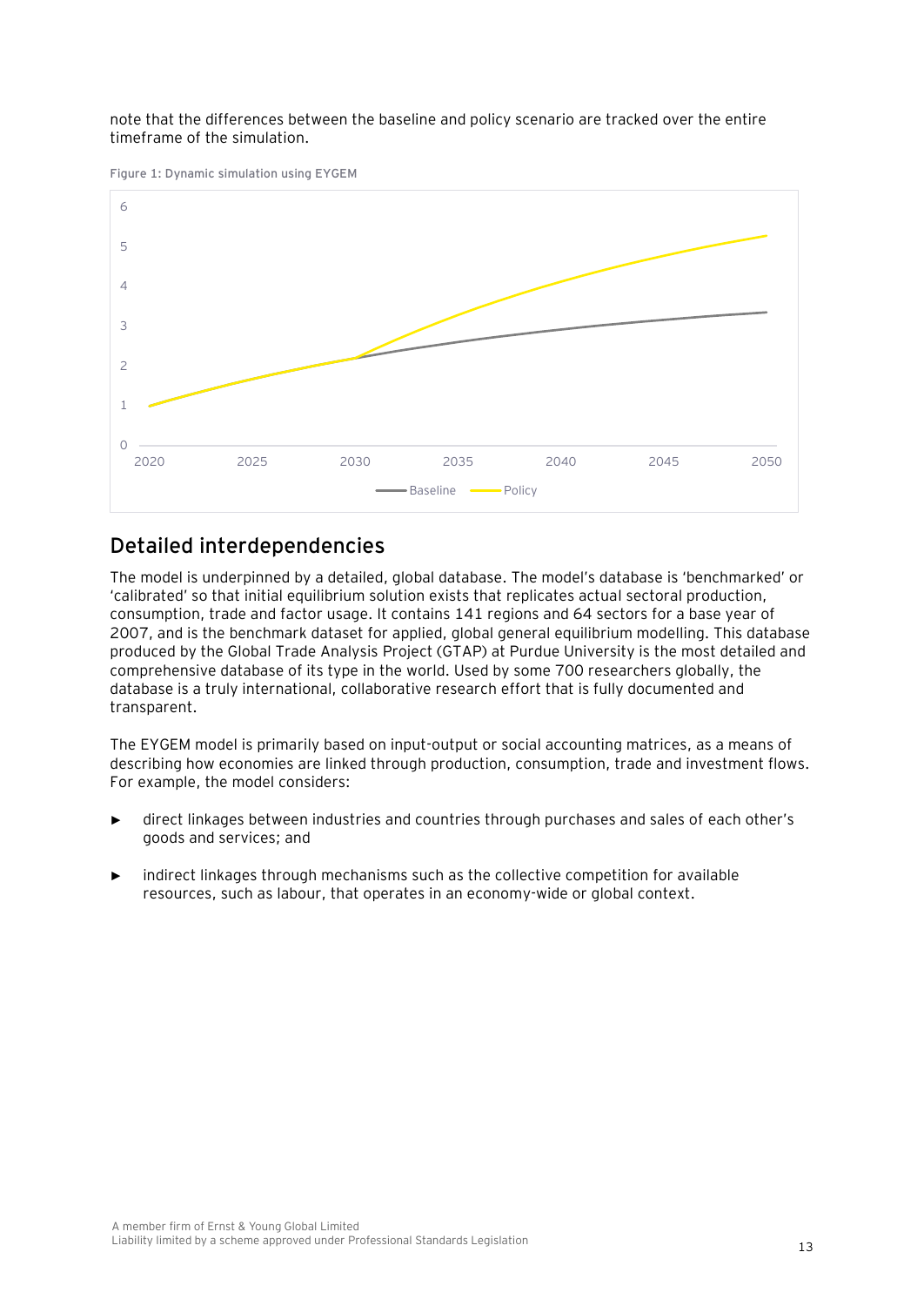note that the differences between the baseline and policy scenario are tracked over the entire timeframe of the simulation.

Figure 1: Dynamic simulation using EYGEM

## Detailed interdependencies

The model is underpinned by a detailed, global database. The model's database is 'benchmarked' or 'calibrated' so that initial equilibrium solution exists that replicates actual sectoral production, consumption, trade and factor usage. It contains 141 regions and 64 sectors for a base year of 2007, and is the benchmark dataset for applied, global general equilibrium modelling. This database produced by the Global Trade Analysis Project (GTAP) at Purdue University is the most detailed and comprehensive database of its type in the world. Used by some 700 researchers globally, the database is a truly international, collaborative research effort that is fully documented and transparent.

The EYGEM model is primarily based on input-output or social accounting matrices, as a means of describing how economies are linked through production, consumption, trade and investment flows. For example, the model considers:

- direct linkages between industries and countries through purchases and sales of each other's goods and services; and
- indirect linkages through mechanisms such as the collective competition for available resources, such as labour, that operates in an economy-wide or global context.

A member firm of Ernst & Young Global Limited
Liability limited by a scheme approved under Professional Standards Legislation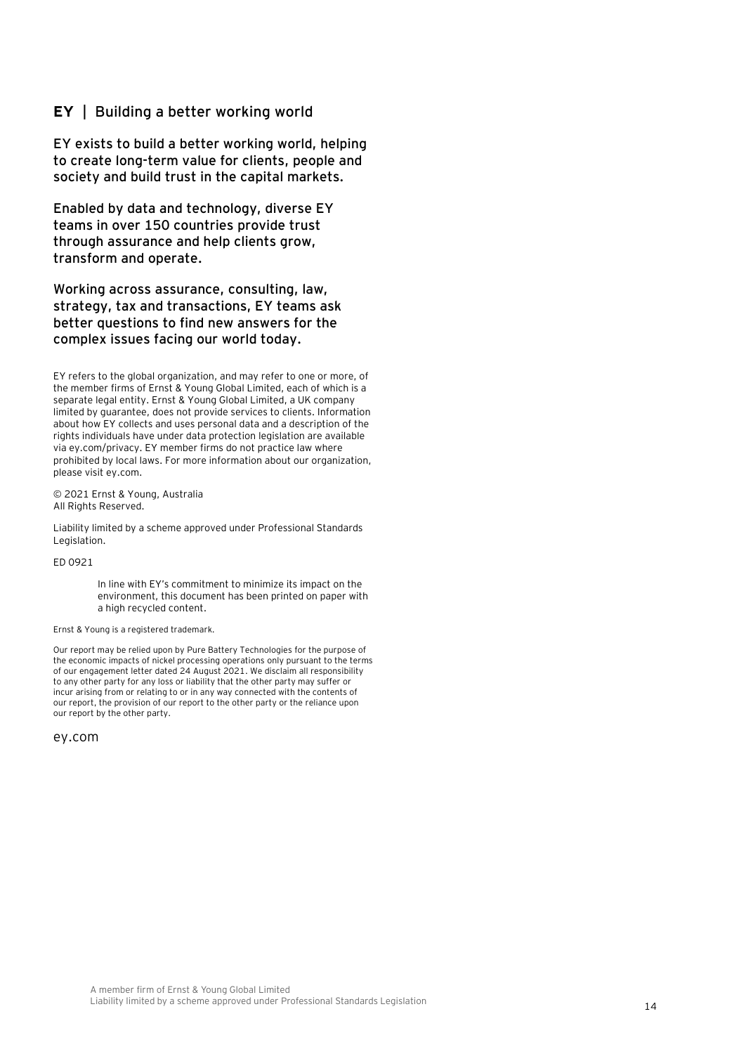## **EY** | Building a better working world

**EY exists to build a better working world, helping to create long-term value for clients, people and society and build trust in the capital markets.**

**Enabled by data and technology, diverse EY teams in over 150 countries provide trust through assurance and help clients grow, transform and operate.**

**Working across assurance, consulting, law, strategy, tax and transactions, EY teams ask better questions to find new answers for the complex issues facing our world today.**

EY refers to the global organization, and may refer to one or more, of the member firms of Ernst & Young Global Limited, each of which is a separate legal entity. Ernst & Young Global Limited, a UK company limited by guarantee, does not provide services to clients. Information about how EY collects and uses personal data and a description of the rights individuals have under data protection legislation are available via ey.com/privacy. EY member firms do not practice law where prohibited by local laws. For more information about our organization, please visit ey.com.

© 2021 Ernst & Young, Australia
All Rights Reserved.

Liability limited by a scheme approved under Professional Standards Legislation.

ED 0921

In line with EY's commitment to minimize its impact on the environment, this document has been printed on paper with a high recycled content.

Ernst & Young is a registered trademark.

Our report may be relied upon by Pure Battery Technologies for the purpose of the economic impacts of nickel processing operations only pursuant to the terms of our engagement letter dated 24 August 2021. We disclaim all responsibility to any other party for any loss or liability that the other party may suffer or incur arising from or relating to or in any way connected with the contents of our report, the provision of our report to the other party or the reliance upon our report by the other party.

ey.com